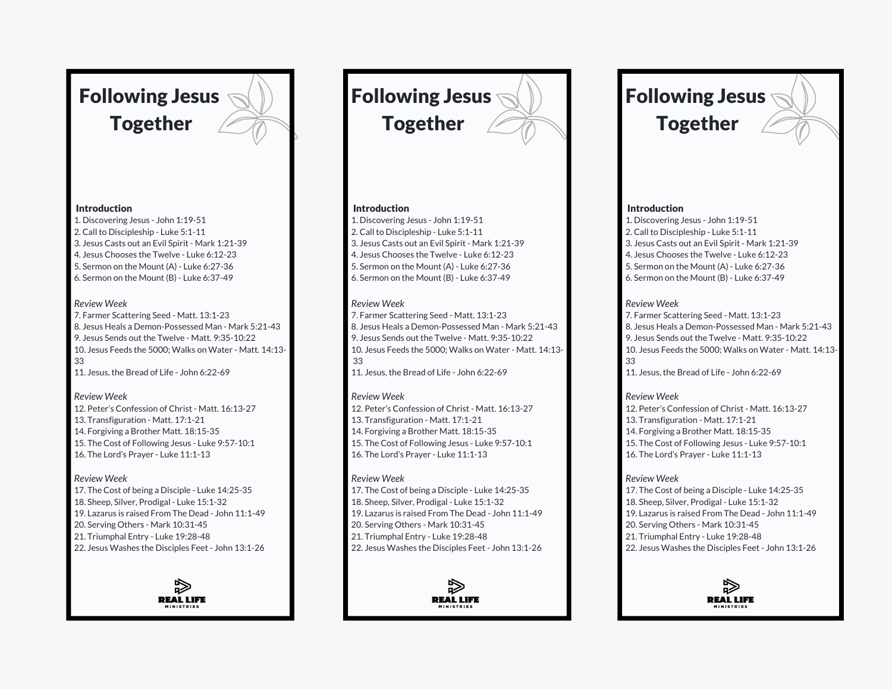# Following Jesus Together

**Introduction**

1. Discovering Jesus - John 1:19-51
2. Call to Discipleship - Luke 5:1-11
3. Jesus Casts out an Evil Spirit - Mark 1:21-39
4. Jesus Chooses the Twelve - Luke 6:12-23
5. Sermon on the Mount (A) - Luke 6:27-36
6. Sermon on the Mount (B) - Luke 6:37-49

*Review Week*

7. Farmer Scattering Seed - Matt. 13:1-23
8. Jesus Heals a Demon-Possessed Man - Mark 5:21-43
9. Jesus Sends out the Twelve - Matt. 9:35-10:22
10. Jesus Feeds the 5000; Walks on Water - Matt. 14:13-33
11. Jesus, the Bread of Life - John 6:22-69

*Review Week*

12. Peter's Confession of Christ - Matt. 16:13-27
13. Transfiguration - Matt. 17:1-21
14. Forgiving a Brother Matt. 18:15-35
15. The Cost of Following Jesus - Luke 9:57-10:1
16. The Lord's Prayer - Luke 11:1-13

*Review Week*

17. The Cost of being a Disciple - Luke 14:25-35
18. Sheep, Silver, Prodigal - Luke 15:1-32
19. Lazarus is raised From The Dead - John 11:1-49
20. Serving Others - Mark 10:31-45
21. Triumphal Entry - Luke 19:28-48
22. Jesus Washes the Disciples Feet - John 13:1-26

REAL LIFE MINISTRIES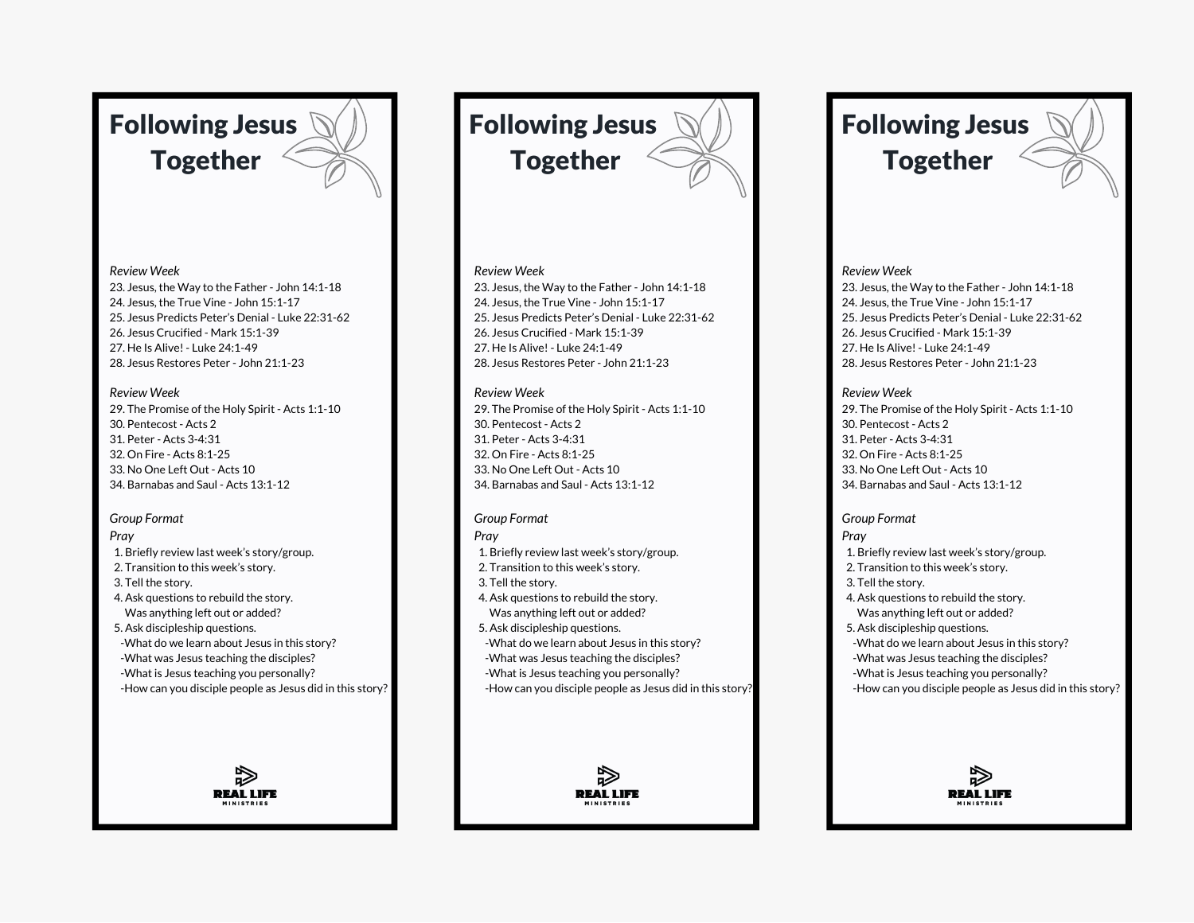# Following Jesus Together

*Review Week*

23. Jesus, the Way to the Father - John 14:1-18
24. Jesus, the True Vine - John 15:1-17
25. Jesus Predicts Peter's Denial - Luke 22:31-62
26. Jesus Crucified - Mark 15:1-39
27. He Is Alive! - Luke 24:1-49
28. Jesus Restores Peter - John 21:1-23

*Review Week*

29. The Promise of the Holy Spirit - Acts 1:1-10
30. Pentecost - Acts 2
31. Peter - Acts 3-4:31
32. On Fire - Acts 8:1-25
33. No One Left Out - Acts 10
34. Barnabas and Saul - Acts 13:1-12

*Group Format*

*Pray*

1. Briefly review last week's story/group.
2. Transition to this week's story.
3. Tell the story.
4. Ask questions to rebuild the story.
   Was anything left out or added?
5. Ask discipleship questions.
   -What do we learn about Jesus in this story?
   -What was Jesus teaching the disciples?
   -What is Jesus teaching you personally?
   -How can you disciple people as Jesus did in this story?

REAL LIFE MINISTRIES

# Following Jesus Together

*Review Week*

23. Jesus, the Way to the Father - John 14:1-18
24. Jesus, the True Vine - John 15:1-17
25. Jesus Predicts Peter's Denial - Luke 22:31-62
26. Jesus Crucified - Mark 15:1-39
27. He Is Alive! - Luke 24:1-49
28. Jesus Restores Peter - John 21:1-23

*Review Week*

29. The Promise of the Holy Spirit - Acts 1:1-10
30. Pentecost - Acts 2
31. Peter - Acts 3-4:31
32. On Fire - Acts 8:1-25
33. No One Left Out - Acts 10
34. Barnabas and Saul - Acts 13:1-12

*Group Format*

*Pray*

1. Briefly review last week's story/group.
2. Transition to this week's story.
3. Tell the story.
4. Ask questions to rebuild the story.
   Was anything left out or added?
5. Ask discipleship questions.
   -What do we learn about Jesus in this story?
   -What was Jesus teaching the disciples?
   -What is Jesus teaching you personally?
   -How can you disciple people as Jesus did in this story?

REAL LIFE MINISTRIES

# Following Jesus Together

*Review Week*

23. Jesus, the Way to the Father - John 14:1-18
24. Jesus, the True Vine - John 15:1-17
25. Jesus Predicts Peter's Denial - Luke 22:31-62
26. Jesus Crucified - Mark 15:1-39
27. He Is Alive! - Luke 24:1-49
28. Jesus Restores Peter - John 21:1-23

*Review Week*

29. The Promise of the Holy Spirit - Acts 1:1-10
30. Pentecost - Acts 2
31. Peter - Acts 3-4:31
32. On Fire - Acts 8:1-25
33. No One Left Out - Acts 10
34. Barnabas and Saul - Acts 13:1-12

*Group Format*

*Pray*

1. Briefly review last week's story/group.
2. Transition to this week's story.
3. Tell the story.
4. Ask questions to rebuild the story.
   Was anything left out or added?
5. Ask discipleship questions.
   -What do we learn about Jesus in this story?
   -What was Jesus teaching the disciples?
   -What is Jesus teaching you personally?
   -How can you disciple people as Jesus did in this story?

REAL LIFE MINISTRIES